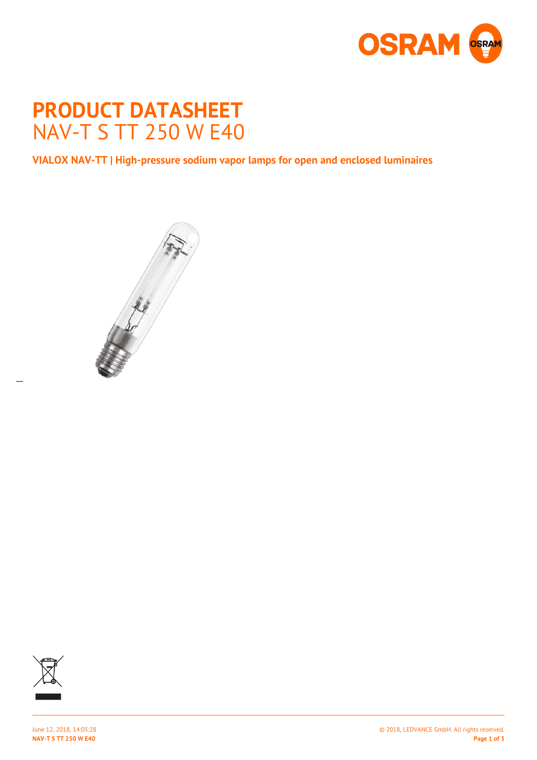# PRODUCT DATASHEET

## NAV-T S TT 250 W E40

**VIALOX NAV-TT | High-pressure sodium vapor lamps for open and enclosed luminaires**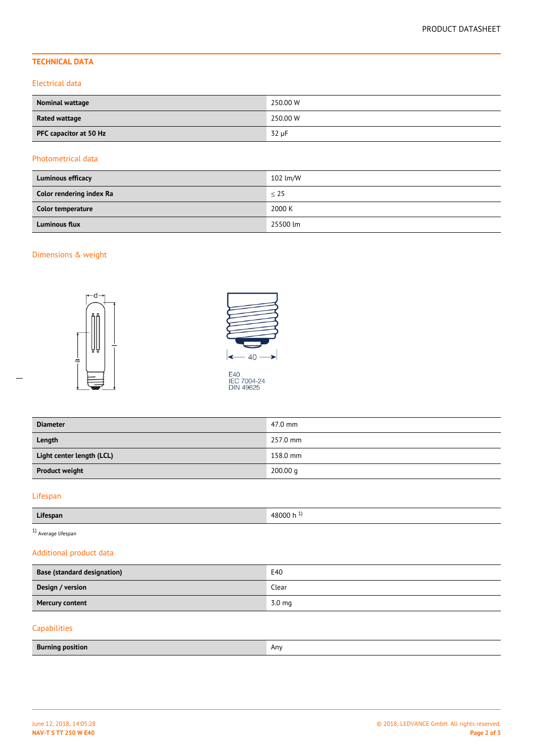## TECHNICAL DATA

### Electrical data

| | |
|---|---|
| **Nominal wattage** | 250.00 W |
| **Rated wattage** | 250.00 W |
| **PFC capacitor at 50 Hz** | 32 µF |

### Photometrical data

| | |
|---|---|
| **Luminous efficacy** | 102 lm/W |
| **Color rendering index Ra** | ≤ 25 |
| **Color temperature** | 2000 K |
| **Luminous flux** | 25500 lm |

### Dimensions & weight

E40
IEC 7004-24
DIN 49625

| | |
|---|---|
| **Diameter** | 47.0 mm |
| **Length** | 257.0 mm |
| **Light center length (LCL)** | 158.0 mm |
| **Product weight** | 200.00 g |

### Lifespan

| | |
|---|---|
| **Lifespan** | 48000 h [1] |

[1] Average lifespan

### Additional product data

| | |
|---|---|
| **Base (standard designation)** | E40 |
| **Design / version** | Clear |
| **Mercury content** | 3.0 mg |

### Capabilities

| | |
|---|---|
| **Burning position** | Any |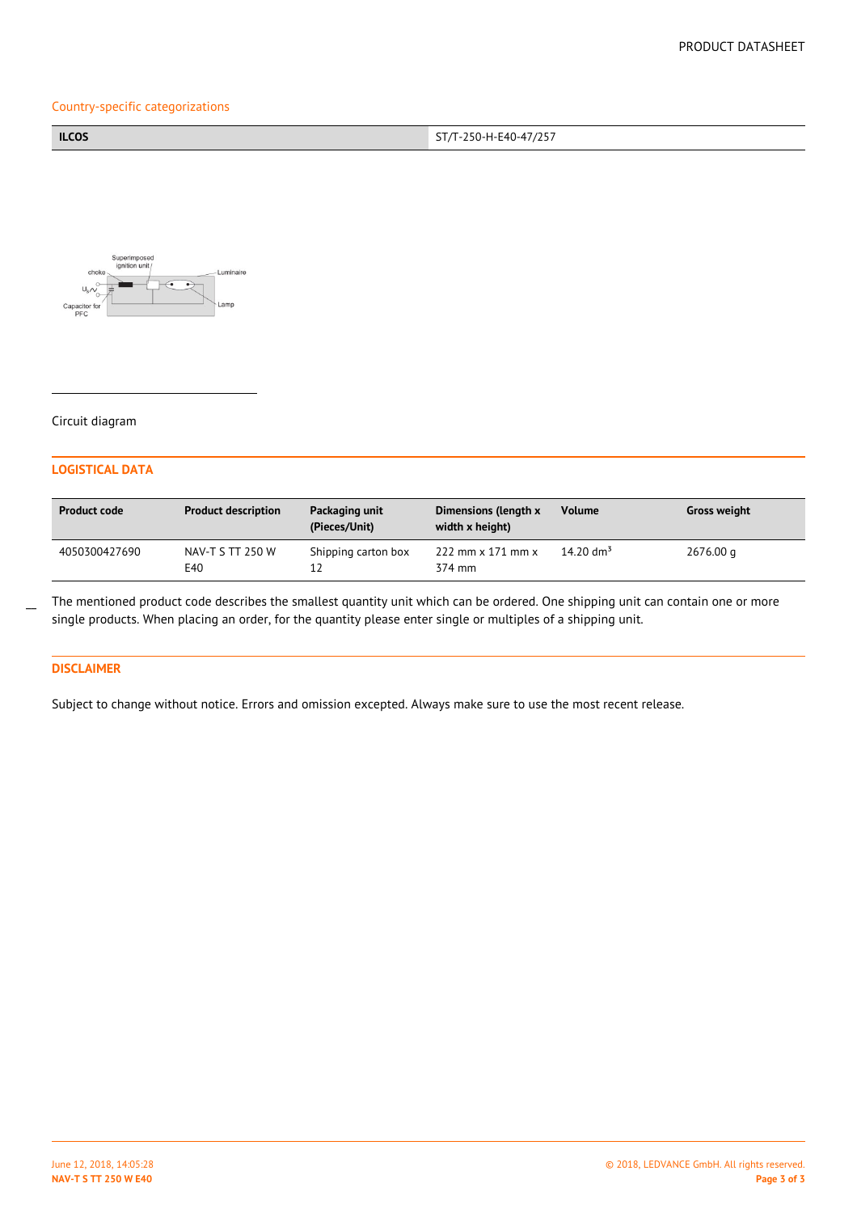## Country-specific categorizations

| | |
|---|---|
| **ILCOS** | ST/T-250-H-E40-47/257 |

Superimposed ignition unit
choke
Luminaire
$U_s$
Capacitor for PFC
Lamp

Circuit diagram

## LOGISTICAL DATA

| Product code | Product description | Packaging unit (Pieces/Unit) | Dimensions (length x width x height) | Volume | Gross weight |
|---|---|---|---|---|---|
| 4050300427690 | NAV-T S TT 250 W E40 | Shipping carton box 12 | 222 mm x 171 mm x 374 mm | 14.20 $dm^3$ | 2676.00 g |

The mentioned product code describes the smallest quantity unit which can be ordered. One shipping unit can contain one or more single products. When placing an order, for the quantity please enter single or multiples of a shipping unit.

## DISCLAIMER

Subject to change without notice. Errors and omission excepted. Always make sure to use the most recent release.